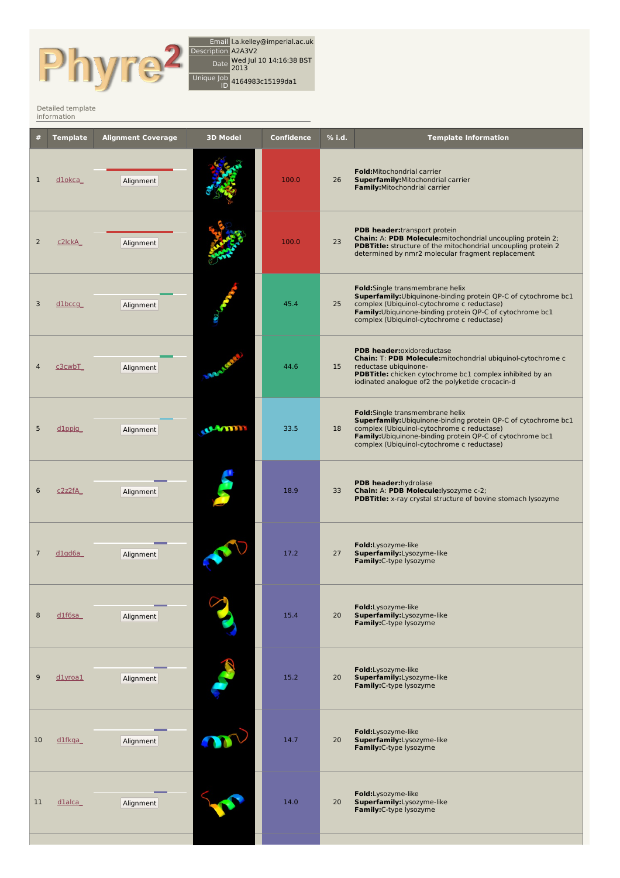# Phyre2

| | |
|---|---|
| Email | l.a.kelley@imperial.ac.uk |
| Description | A2A3V2 |
| Date | Wed Jul 10 14:16:38 BST 2013 |
| Unique Job ID | 4164983c15199da1 |

Detailed template information

| # | Template | Alignment Coverage | 3D Model | Confidence | % i.d. | Template Information |
|---|---|---|---|---|---|---|
| 1 | d1okca_ | Alignment | | 100.0 | 26 | **Fold:**Mitochondrial carrier **Superfamily:**Mitochondrial carrier **Family:**Mitochondrial carrier |
| 2 | c2lckA_ | Alignment | | 100.0 | 23 | **PDB header:**transport protein **Chain:** A: **PDB Molecule:**mitochondrial uncoupling protein 2; **PDBTitle:** structure of the mitochondrial uncoupling protein 2 determined by nmr2 molecular fragment replacement |
| 3 | d1bccg_ | Alignment | | 45.4 | 25 | **Fold:**Single transmembrane helix **Superfamily:**Ubiquinone-binding protein QP-C of cytochrome bc1 complex (Ubiquinol-cytochrome c reductase) **Family:**Ubiquinone-binding protein QP-C of cytochrome bc1 complex (Ubiquinol-cytochrome c reductase) |
| 4 | c3cwbT_ | Alignment | | 44.6 | 15 | **PDB header:**oxidoreductase **Chain:** T: **PDB Molecule:**mitochondrial ubiquinol-cytochrome c reductase ubiquinone- **PDBTitle:** chicken cytochrome bc1 complex inhibited by an iodinated analogue of2 the polyketide crocacin-d |
| 5 | d1ppjg_ | Alignment | | 33.5 | 18 | **Fold:**Single transmembrane helix **Superfamily:**Ubiquinone-binding protein QP-C of cytochrome bc1 complex (Ubiquinol-cytochrome c reductase) **Family:**Ubiquinone-binding protein QP-C of cytochrome bc1 complex (Ubiquinol-cytochrome c reductase) |
| 6 | c2z2fA_ | Alignment | | 18.9 | 33 | **PDB header:**hydrolase **Chain:** A: **PDB Molecule:**lysozyme c-2; **PDBTitle:** x-ray crystal structure of bovine stomach lysozyme |
| 7 | d1gd6a_ | Alignment | | 17.2 | 27 | **Fold:**Lysozyme-like **Superfamily:**Lysozyme-like **Family:**C-type lysozyme |
| 8 | d1f6sa_ | Alignment | | 15.4 | 20 | **Fold:**Lysozyme-like **Superfamily:**Lysozyme-like **Family:**C-type lysozyme |
| 9 | d1yroa1 | Alignment | | 15.2 | 20 | **Fold:**Lysozyme-like **Superfamily:**Lysozyme-like **Family:**C-type lysozyme |
| 10 | d1fkqa_ | Alignment | | 14.7 | 20 | **Fold:**Lysozyme-like **Superfamily:**Lysozyme-like **Family:**C-type lysozyme |
| 11 | d1alca_ | Alignment | | 14.0 | 20 | **Fold:**Lysozyme-like **Superfamily:**Lysozyme-like **Family:**C-type lysozyme |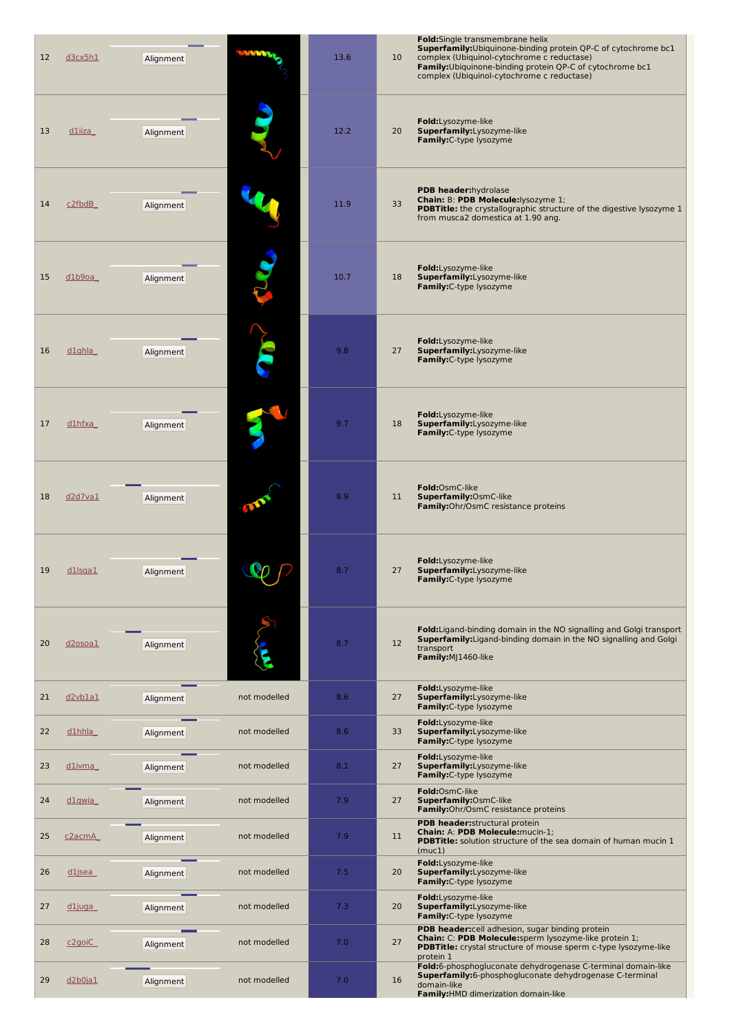| 12 | d3cx5h1 | Alignment | | 13.6 | 10 | **Fold:**Single transmembrane helix **Superfamily:**Ubiquinone-binding protein QP-C of cytochrome bc1 complex (Ubiquinol-cytochrome c reductase) **Family:**Ubiquinone-binding protein QP-C of cytochrome bc1 complex (Ubiquinol-cytochrome c reductase) |
|---|---|---|---|---|---|---|
| 13 | d1iiza_ | Alignment | | 12.2 | 20 | **Fold:**Lysozyme-like **Superfamily:**Lysozyme-like **Family:**C-type lysozyme |
| 14 | c2fbdB_ | Alignment | | 11.9 | 33 | **PDB header:**hydrolase **Chain:** B: **PDB Molecule:**lysozyme 1; **PDBTitle:** the crystallographic structure of the digestive lysozyme 1 from musca2 domestica at 1.90 ang. |
| 15 | d1b9oa_ | Alignment | | 10.7 | 18 | **Fold:**Lysozyme-like **Superfamily:**Lysozyme-like **Family:**C-type lysozyme |
| 16 | d1ghla_ | Alignment | | 9.8 | 27 | **Fold:**Lysozyme-like **Superfamily:**Lysozyme-like **Family:**C-type lysozyme |
| 17 | d1hfxa_ | Alignment | | 9.7 | 18 | **Fold:**Lysozyme-like **Superfamily:**Lysozyme-like **Family:**C-type lysozyme |
| 18 | d2d7va1 | Alignment | | 8.9 | 11 | **Fold:**OsmC-like **Superfamily:**OsmC-like **Family:**Ohr/OsmC resistance proteins |
| 19 | d1lsga1 | Alignment | | 8.7 | 27 | **Fold:**Lysozyme-like **Superfamily:**Lysozyme-like **Family:**C-type lysozyme |
| 20 | d2osoa1 | Alignment | | 8.7 | 12 | **Fold:**Ligand-binding domain in the NO signalling and Golgi transport **Superfamily:**Ligand-binding domain in the NO signalling and Golgi transport **Family:**MJ1460-like |
| 21 | d2vb1a1 | Alignment | not modelled | 8.6 | 27 | **Fold:**Lysozyme-like **Superfamily:**Lysozyme-like **Family:**C-type lysozyme |
| 22 | d1hhla_ | Alignment | not modelled | 8.6 | 33 | **Fold:**Lysozyme-like **Superfamily:**Lysozyme-like **Family:**C-type lysozyme |
| 23 | d1ivma_ | Alignment | not modelled | 8.1 | 27 | **Fold:**Lysozyme-like **Superfamily:**Lysozyme-like **Family:**C-type lysozyme |
| 24 | d1qwia_ | Alignment | not modelled | 7.9 | 27 | **Fold:**OsmC-like **Superfamily:**OsmC-like **Family:**Ohr/OsmC resistance proteins |
| 25 | c2acmA_ | Alignment | not modelled | 7.9 | 11 | **PDB header:**structural protein **Chain:** A: **PDB Molecule:**mucin-1; **PDBTitle:** solution structure of the sea domain of human mucin 1 (muc1) |
| 26 | d1jsea_ | Alignment | not modelled | 7.5 | 20 | **Fold:**Lysozyme-like **Superfamily:**Lysozyme-like **Family:**C-type lysozyme |
| 27 | d1juga_ | Alignment | not modelled | 7.3 | 20 | **Fold:**Lysozyme-like **Superfamily:**Lysozyme-like **Family:**C-type lysozyme |
| 28 | c2goiC_ | Alignment | not modelled | 7.0 | 27 | **PDB header:**cell adhesion, sugar binding protein **Chain:** C: **PDB Molecule:**sperm lysozyme-like protein 1; **PDBTitle:** crystal structure of mouse sperm c-type lysozyme-like protein 1 |
| 29 | d2b0ja1 | Alignment | not modelled | 7.0 | 16 | **Fold:**6-phosphogluconate dehydrogenase C-terminal domain-like **Superfamily:**6-phosphogluconate dehydrogenase C-terminal domain-like **Family:**HMD dimerization domain-like |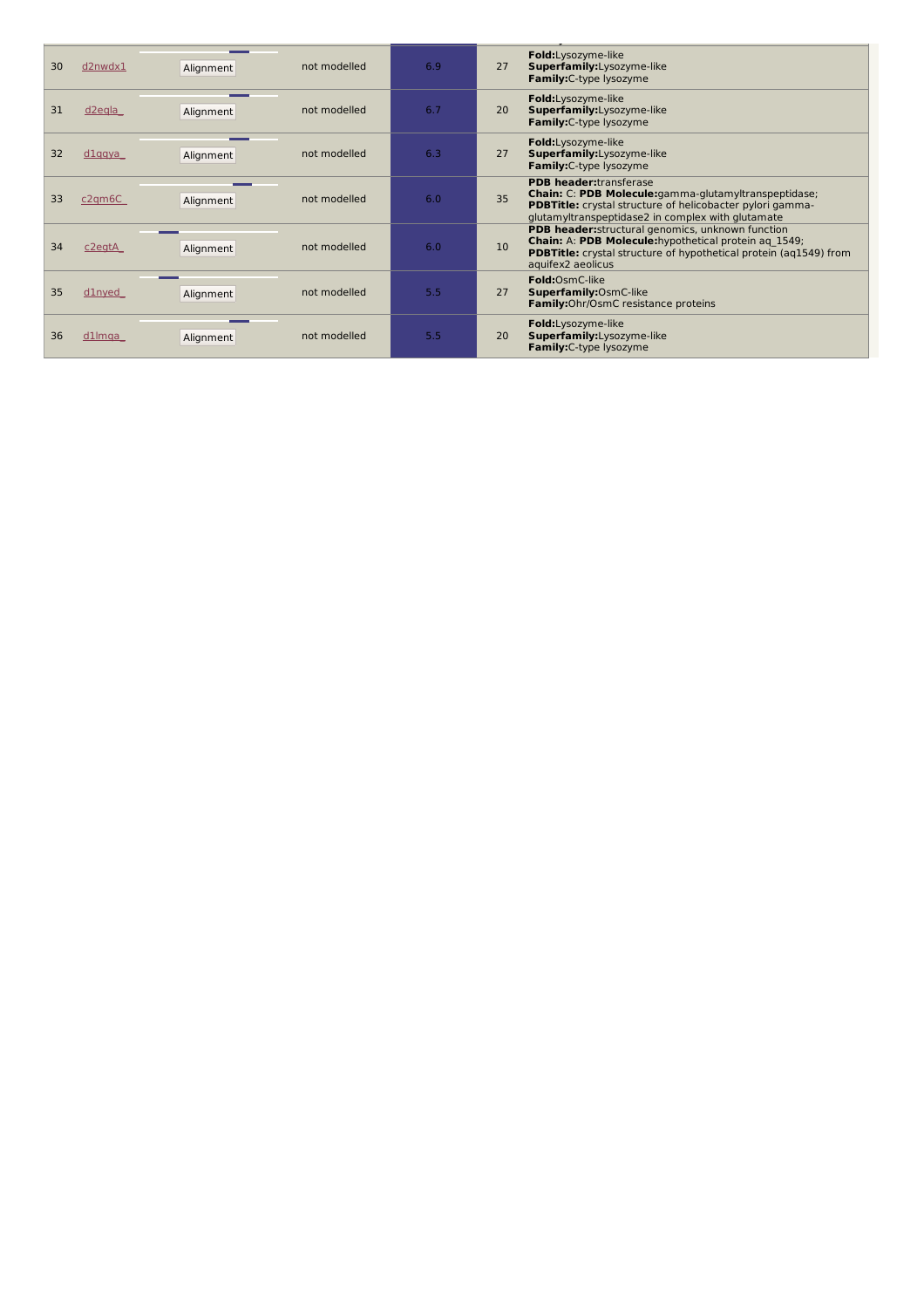| | | | | | | |
|---|---|---|---|---|---|---|
| 30 | d2nwdx1 | Alignment | not modelled | 6.9 | 27 | **Fold:**Lysozyme-like **Superfamily:**Lysozyme-like **Family:**C-type lysozyme |
| 31 | d2egla_ | Alignment | not modelled | 6.7 | 20 | **Fold:**Lysozyme-like **Superfamily:**Lysozyme-like **Family:**C-type lysozyme |
| 32 | d1qqya_ | Alignment | not modelled | 6.3 | 27 | **Fold:**Lysozyme-like **Superfamily:**Lysozyme-like **Family:**C-type lysozyme |
| 33 | c2qm6C_ | Alignment | not modelled | 6.0 | 35 | **PDB header:**transferase **Chain:** C: **PDB Molecule:**gamma-glutamyltranspeptidase; **PDBTitle:** crystal structure of helicobacter pylori gamma-glutamyltranspeptidase2 in complex with glutamate |
| 34 | c2eqtA_ | Alignment | not modelled | 6.0 | 10 | **PDB header:**structural genomics, unknown function **Chain:** A: **PDB Molecule:**hypothetical protein aq_1549; **PDBTitle:** crystal structure of hypothetical protein (aq1549) from aquifex2 aeolicus |
| 35 | d1nyed_ | Alignment | not modelled | 5.5 | 27 | **Fold:**OsmC-like **Superfamily:**OsmC-like **Family:**Ohr/OsmC resistance proteins |
| 36 | d1lmqa_ | Alignment | not modelled | 5.5 | 20 | **Fold:**Lysozyme-like **Superfamily:**Lysozyme-like **Family:**C-type lysozyme |